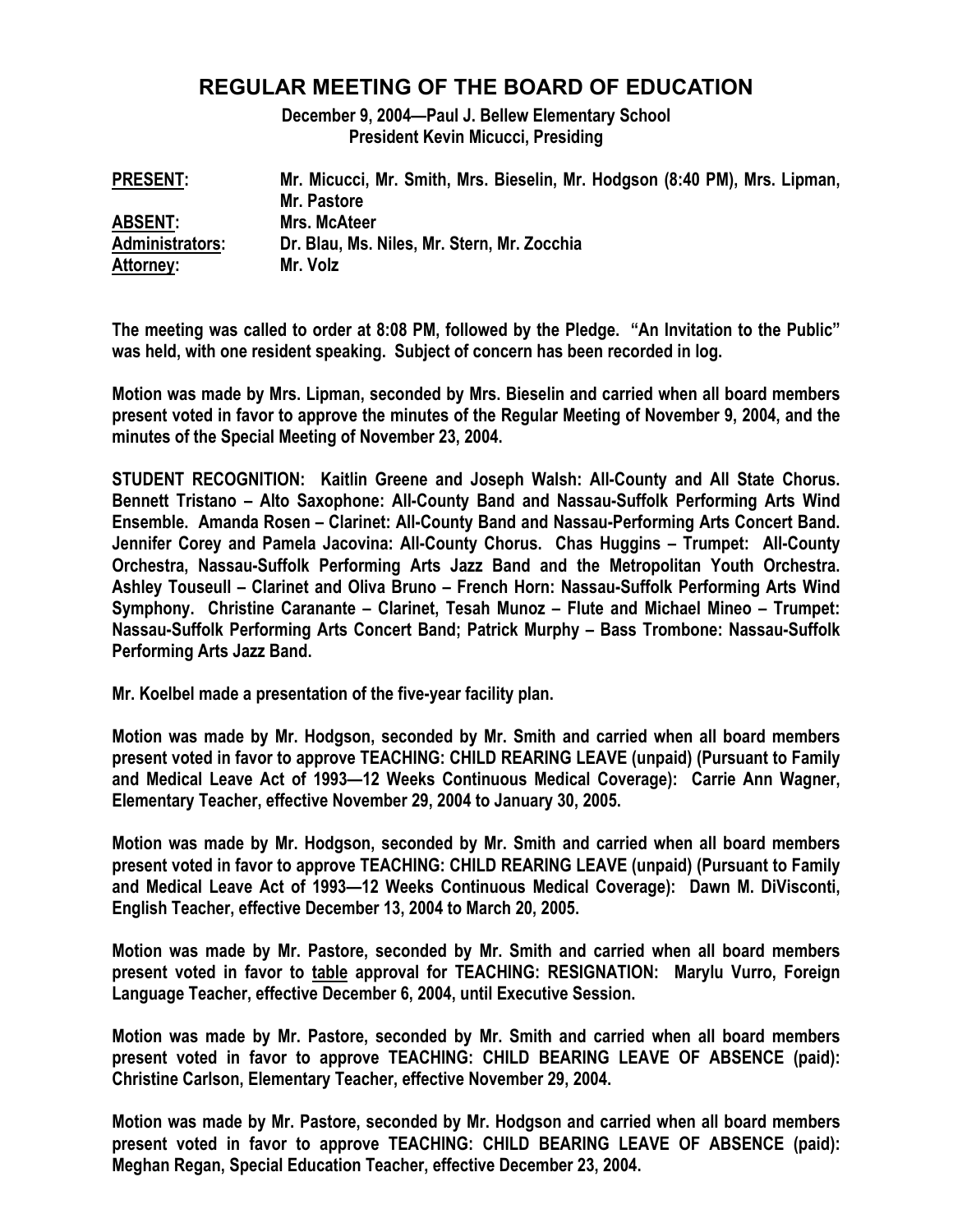# REGULAR MEETING OF THE BOARD OF EDUCATION

**December 9, 2004—Paul J. Bellew Elementary School**
**President Kevin Micucci, Presiding**

| | |
|---|---|
| **PRESENT:** | **Mr. Micucci, Mr. Smith, Mrs. Bieselin, Mr. Hodgson (8:40 PM), Mrs. Lipman, Mr. Pastore** |
| **ABSENT:** | **Mrs. McAteer** |
| **Administrators:** | **Dr. Blau, Ms. Niles, Mr. Stern, Mr. Zocchia** |
| **Attorney:** | **Mr. Volz** |

**The meeting was called to order at 8:08 PM, followed by the Pledge. "An Invitation to the Public" was held, with one resident speaking. Subject of concern has been recorded in log.**

**Motion was made by Mrs. Lipman, seconded by Mrs. Bieselin and carried when all board members present voted in favor to approve the minutes of the Regular Meeting of November 9, 2004, and the minutes of the Special Meeting of November 23, 2004.**

**STUDENT RECOGNITION: Kaitlin Greene and Joseph Walsh: All-County and All State Chorus. Bennett Tristano – Alto Saxophone: All-County Band and Nassau-Suffolk Performing Arts Wind Ensemble. Amanda Rosen – Clarinet: All-County Band and Nassau-Performing Arts Concert Band. Jennifer Corey and Pamela Jacovina: All-County Chorus. Chas Huggins – Trumpet: All-County Orchestra, Nassau-Suffolk Performing Arts Jazz Band and the Metropolitan Youth Orchestra. Ashley Touseull – Clarinet and Oliva Bruno – French Horn: Nassau-Suffolk Performing Arts Wind Symphony. Christine Caranante – Clarinet, Tesah Munoz – Flute and Michael Mineo – Trumpet: Nassau-Suffolk Performing Arts Concert Band; Patrick Murphy – Bass Trombone: Nassau-Suffolk Performing Arts Jazz Band.**

**Mr. Koelbel made a presentation of the five-year facility plan.**

**Motion was made by Mr. Hodgson, seconded by Mr. Smith and carried when all board members present voted in favor to approve TEACHING: CHILD REARING LEAVE (unpaid) (Pursuant to Family and Medical Leave Act of 1993—12 Weeks Continuous Medical Coverage): Carrie Ann Wagner, Elementary Teacher, effective November 29, 2004 to January 30, 2005.**

**Motion was made by Mr. Hodgson, seconded by Mr. Smith and carried when all board members present voted in favor to approve TEACHING: CHILD REARING LEAVE (unpaid) (Pursuant to Family and Medical Leave Act of 1993—12 Weeks Continuous Medical Coverage): Dawn M. DiVisconti, English Teacher, effective December 13, 2004 to March 20, 2005.**

**Motion was made by Mr. Pastore, seconded by Mr. Smith and carried when all board members present voted in favor to <u>table</u> approval for TEACHING: RESIGNATION: Marylu Vurro, Foreign Language Teacher, effective December 6, 2004, until Executive Session.**

**Motion was made by Mr. Pastore, seconded by Mr. Smith and carried when all board members present voted in favor to approve TEACHING: CHILD BEARING LEAVE OF ABSENCE (paid): Christine Carlson, Elementary Teacher, effective November 29, 2004.**

**Motion was made by Mr. Pastore, seconded by Mr. Hodgson and carried when all board members present voted in favor to approve TEACHING: CHILD BEARING LEAVE OF ABSENCE (paid): Meghan Regan, Special Education Teacher, effective December 23, 2004.**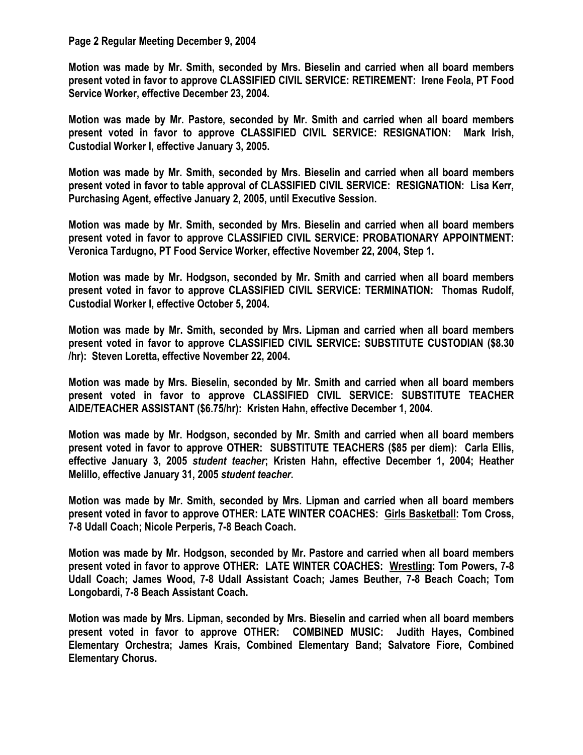**Page 2 Regular Meeting December 9, 2004**

**Motion was made by Mr. Smith, seconded by Mrs. Bieselin and carried when all board members present voted in favor to approve CLASSIFIED CIVIL SERVICE: RETIREMENT: Irene Feola, PT Food Service Worker, effective December 23, 2004.**

**Motion was made by Mr. Pastore, seconded by Mr. Smith and carried when all board members present voted in favor to approve CLASSIFIED CIVIL SERVICE: RESIGNATION: Mark Irish, Custodial Worker I, effective January 3, 2005.**

**Motion was made by Mr. Smith, seconded by Mrs. Bieselin and carried when all board members present voted in favor to <u>table</u> approval of CLASSIFIED CIVIL SERVICE: RESIGNATION: Lisa Kerr, Purchasing Agent, effective January 2, 2005, until Executive Session.**

**Motion was made by Mr. Smith, seconded by Mrs. Bieselin and carried when all board members present voted in favor to approve CLASSIFIED CIVIL SERVICE: PROBATIONARY APPOINTMENT: Veronica Tardugno, PT Food Service Worker, effective November 22, 2004, Step 1.**

**Motion was made by Mr. Hodgson, seconded by Mr. Smith and carried when all board members present voted in favor to approve CLASSIFIED CIVIL SERVICE: TERMINATION: Thomas Rudolf, Custodial Worker I, effective October 5, 2004.**

**Motion was made by Mr. Smith, seconded by Mrs. Lipman and carried when all board members present voted in favor to approve CLASSIFIED CIVIL SERVICE: SUBSTITUTE CUSTODIAN ($8.30 /hr): Steven Loretta, effective November 22, 2004.**

**Motion was made by Mrs. Bieselin, seconded by Mr. Smith and carried when all board members present voted in favor to approve CLASSIFIED CIVIL SERVICE: SUBSTITUTE TEACHER AIDE/TEACHER ASSISTANT ($6.75/hr): Kristen Hahn, effective December 1, 2004.**

**Motion was made by Mr. Hodgson, seconded by Mr. Smith and carried when all board members present voted in favor to approve OTHER: SUBSTITUTE TEACHERS ($85 per diem): Carla Ellis, effective January 3, 2005 *student teacher*; Kristen Hahn, effective December 1, 2004; Heather Melillo, effective January 31, 2005 *student teacher*.**

**Motion was made by Mr. Smith, seconded by Mrs. Lipman and carried when all board members present voted in favor to approve OTHER: LATE WINTER COACHES: <u>Girls Basketball</u>: Tom Cross, 7-8 Udall Coach; Nicole Perperis, 7-8 Beach Coach.**

**Motion was made by Mr. Hodgson, seconded by Mr. Pastore and carried when all board members present voted in favor to approve OTHER: LATE WINTER COACHES: <u>Wrestling</u>: Tom Powers, 7-8 Udall Coach; James Wood, 7-8 Udall Assistant Coach; James Beuther, 7-8 Beach Coach; Tom Longobardi, 7-8 Beach Assistant Coach.**

**Motion was made by Mrs. Lipman, seconded by Mrs. Bieselin and carried when all board members present voted in favor to approve OTHER: COMBINED MUSIC: Judith Hayes, Combined Elementary Orchestra; James Krais, Combined Elementary Band; Salvatore Fiore, Combined Elementary Chorus.**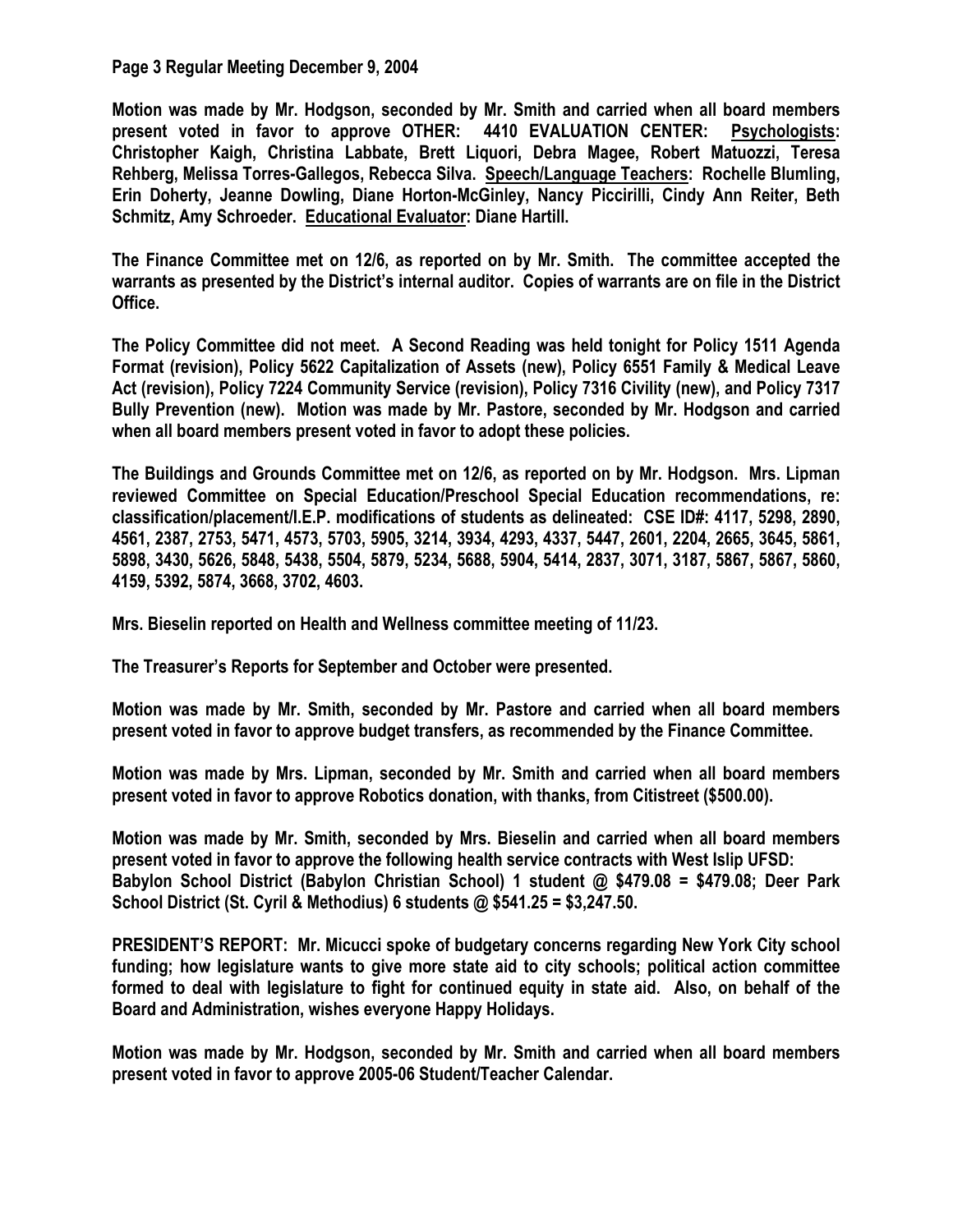**Page 3 Regular Meeting December 9, 2004**

**Motion was made by Mr. Hodgson, seconded by Mr. Smith and carried when all board members present voted in favor to approve OTHER: 4410 EVALUATION CENTER: Psychologists: Christopher Kaigh, Christina Labbate, Brett Liquori, Debra Magee, Robert Matuozzi, Teresa Rehberg, Melissa Torres-Gallegos, Rebecca Silva. Speech/Language Teachers: Rochelle Blumling, Erin Doherty, Jeanne Dowling, Diane Horton-McGinley, Nancy Piccirilli, Cindy Ann Reiter, Beth Schmitz, Amy Schroeder. Educational Evaluator: Diane Hartill.**

**The Finance Committee met on 12/6, as reported on by Mr. Smith. The committee accepted the warrants as presented by the District's internal auditor. Copies of warrants are on file in the District Office.**

**The Policy Committee did not meet. A Second Reading was held tonight for Policy 1511 Agenda Format (revision), Policy 5622 Capitalization of Assets (new), Policy 6551 Family & Medical Leave Act (revision), Policy 7224 Community Service (revision), Policy 7316 Civility (new), and Policy 7317 Bully Prevention (new). Motion was made by Mr. Pastore, seconded by Mr. Hodgson and carried when all board members present voted in favor to adopt these policies.**

**The Buildings and Grounds Committee met on 12/6, as reported on by Mr. Hodgson. Mrs. Lipman reviewed Committee on Special Education/Preschool Special Education recommendations, re: classification/placement/I.E.P. modifications of students as delineated: CSE ID#: 4117, 5298, 2890, 4561, 2387, 2753, 5471, 4573, 5703, 5905, 3214, 3934, 4293, 4337, 5447, 2601, 2204, 2665, 3645, 5861, 5898, 3430, 5626, 5848, 5438, 5504, 5879, 5234, 5688, 5904, 5414, 2837, 3071, 3187, 5867, 5867, 5860, 4159, 5392, 5874, 3668, 3702, 4603.**

**Mrs. Bieselin reported on Health and Wellness committee meeting of 11/23.**

**The Treasurer's Reports for September and October were presented.**

**Motion was made by Mr. Smith, seconded by Mr. Pastore and carried when all board members present voted in favor to approve budget transfers, as recommended by the Finance Committee.**

**Motion was made by Mrs. Lipman, seconded by Mr. Smith and carried when all board members present voted in favor to approve Robotics donation, with thanks, from Citistreet ($500.00).**

**Motion was made by Mr. Smith, seconded by Mrs. Bieselin and carried when all board members present voted in favor to approve the following health service contracts with West Islip UFSD: Babylon School District (Babylon Christian School) 1 student @ $479.08 = $479.08; Deer Park School District (St. Cyril & Methodius) 6 students @ $541.25 = $3,247.50.**

**PRESIDENT'S REPORT: Mr. Micucci spoke of budgetary concerns regarding New York City school funding; how legislature wants to give more state aid to city schools; political action committee formed to deal with legislature to fight for continued equity in state aid. Also, on behalf of the Board and Administration, wishes everyone Happy Holidays.**

**Motion was made by Mr. Hodgson, seconded by Mr. Smith and carried when all board members present voted in favor to approve 2005-06 Student/Teacher Calendar.**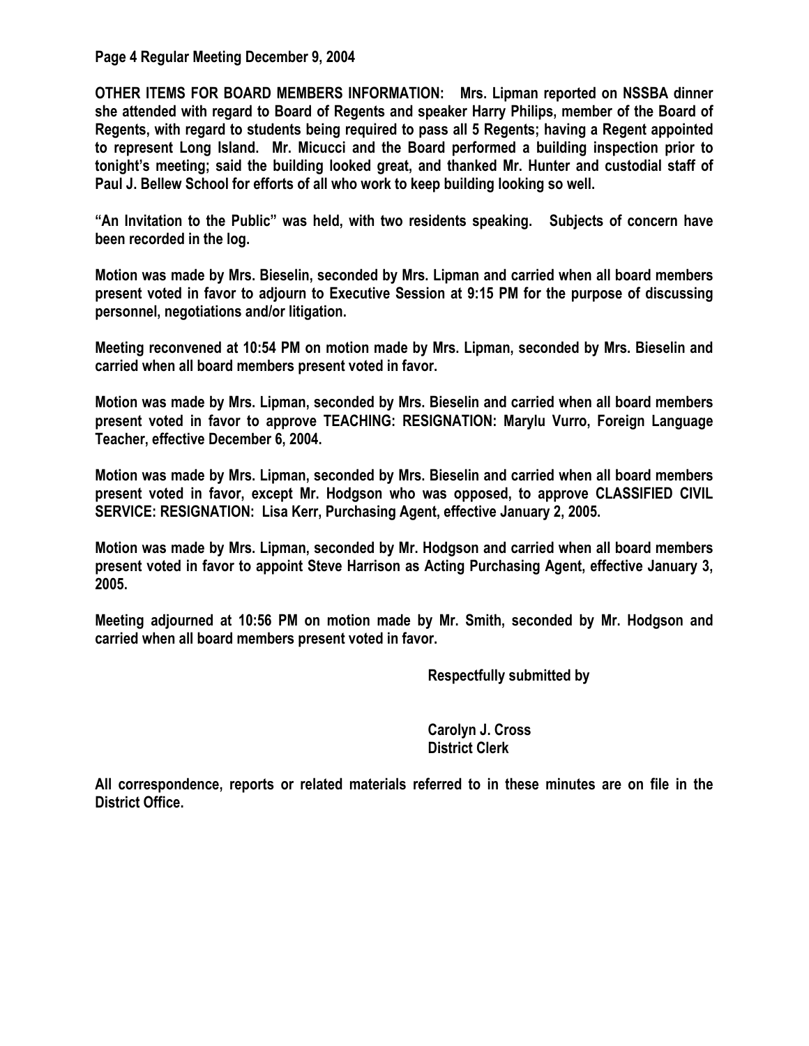**OTHER ITEMS FOR BOARD MEMBERS INFORMATION: Mrs. Lipman reported on NSSBA dinner she attended with regard to Board of Regents and speaker Harry Philips, member of the Board of Regents, with regard to students being required to pass all 5 Regents; having a Regent appointed to represent Long Island. Mr. Micucci and the Board performed a building inspection prior to tonight's meeting; said the building looked great, and thanked Mr. Hunter and custodial staff of Paul J. Bellew School for efforts of all who work to keep building looking so well.**

**"An Invitation to the Public" was held, with two residents speaking. Subjects of concern have been recorded in the log.**

**Motion was made by Mrs. Bieselin, seconded by Mrs. Lipman and carried when all board members present voted in favor to adjourn to Executive Session at 9:15 PM for the purpose of discussing personnel, negotiations and/or litigation.**

**Meeting reconvened at 10:54 PM on motion made by Mrs. Lipman, seconded by Mrs. Bieselin and carried when all board members present voted in favor.**

**Motion was made by Mrs. Lipman, seconded by Mrs. Bieselin and carried when all board members present voted in favor to approve TEACHING: RESIGNATION: Marylu Vurro, Foreign Language Teacher, effective December 6, 2004.**

**Motion was made by Mrs. Lipman, seconded by Mrs. Bieselin and carried when all board members present voted in favor, except Mr. Hodgson who was opposed, to approve CLASSIFIED CIVIL SERVICE: RESIGNATION: Lisa Kerr, Purchasing Agent, effective January 2, 2005.**

**Motion was made by Mrs. Lipman, seconded by Mr. Hodgson and carried when all board members present voted in favor to appoint Steve Harrison as Acting Purchasing Agent, effective January 3, 2005.**

**Meeting adjourned at 10:56 PM on motion made by Mr. Smith, seconded by Mr. Hodgson and carried when all board members present voted in favor.**

**Respectfully submitted by**

**Carolyn J. Cross**
**District Clerk**

**All correspondence, reports or related materials referred to in these minutes are on file in the District Office.**